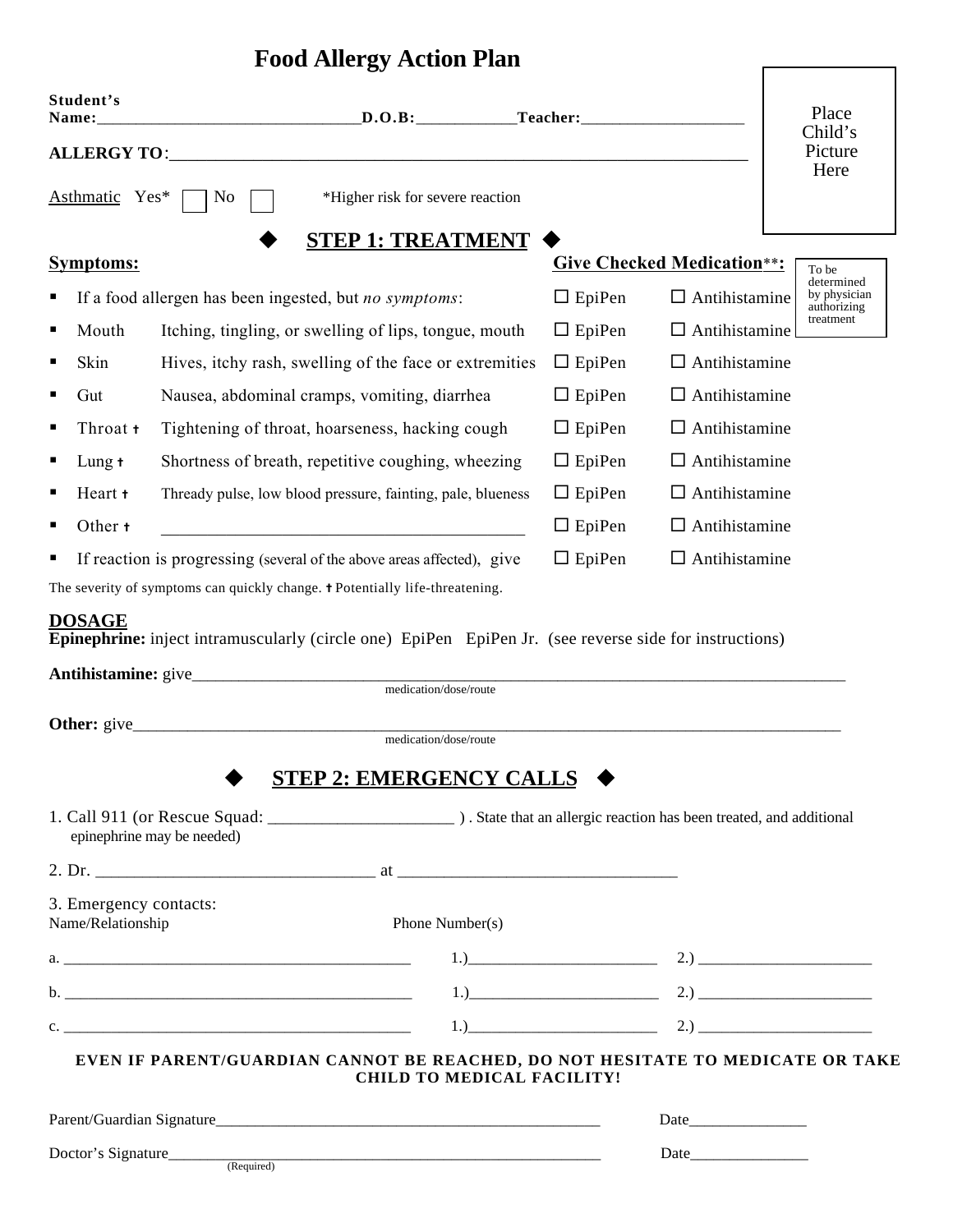# Food Allergy Action Plan

Place Child's Picture Here

**Student's Name:**_______________________________**D.O.B:**____________**Teacher:**____________________

**ALLERGY TO**:______________________________________________________________________

Asthmatic Yes* ☐ No ☐ *Higher risk for severe reaction

## ◆ STEP 1: TREATMENT ◆

| **Symptoms:** | | **Give Checked Medication**\*\*: | | \*\*To be determined by physician authorizing treatment |
|---|---|---|---|---|
| ▪ If a food allergen has been ingested, but *no symptoms*: | | ☐ EpiPen | ☐ Antihistamine | |
| ▪ Mouth | Itching, tingling, or swelling of lips, tongue, mouth | ☐ EpiPen | ☐ Antihistamine | |
| ▪ Skin | Hives, itchy rash, swelling of the face or extremities | ☐ EpiPen | ☐ Antihistamine | |
| ▪ Gut | Nausea, abdominal cramps, vomiting, diarrhea | ☐ EpiPen | ☐ Antihistamine | |
| ▪ Throat † | Tightening of throat, hoarseness, hacking cough | ☐ EpiPen | ☐ Antihistamine | |
| ▪ Lung † | Shortness of breath, repetitive coughing, wheezing | ☐ EpiPen | ☐ Antihistamine | |
| ▪ Heart † | Thready pulse, low blood pressure, fainting, pale, blueness | ☐ EpiPen | ☐ Antihistamine | |
| ▪ Other † | ________________________________________ | ☐ EpiPen | ☐ Antihistamine | |
| ▪ If reaction is progressing (several of the above areas affected), give | | ☐ EpiPen | ☐ Antihistamine | |

The severity of symptoms can quickly change. † Potentially life-threatening.

**DOSAGE**

**Epinephrine:** inject intramuscularly (circle one) EpiPen EpiPen Jr. (see reverse side for instructions)

**Antihistamine:** give________________________________________________________________________
medication/dose/route

**Other:** give______________________________________________________________________________
medication/dose/route

## ◆ STEP 2: EMERGENCY CALLS ◆

1. Call 911 (or Rescue Squad: _____________________ ) . State that an allergic reaction has been treated, and additional epinephrine may be needed)

2. Dr. ________________________________ at ________________________________

3. Emergency contacts:

| Name/Relationship | Phone Number(s) | |
|---|---|---|
| a. ___________________________________________ | 1.)_______________________ | 2.) _____________________ |
| b. ___________________________________________ | 1.)_______________________ | 2.) _____________________ |
| c. ___________________________________________ | 1.)_______________________ | 2.) _____________________ |

**EVEN IF PARENT/GUARDIAN CANNOT BE REACHED, DO NOT HESITATE TO MEDICATE OR TAKE CHILD TO MEDICAL FACILITY!**

Parent/Guardian Signature__________________________________________________ Date_______________

Doctor's Signature_________________________________________________________ Date_______________
(Required)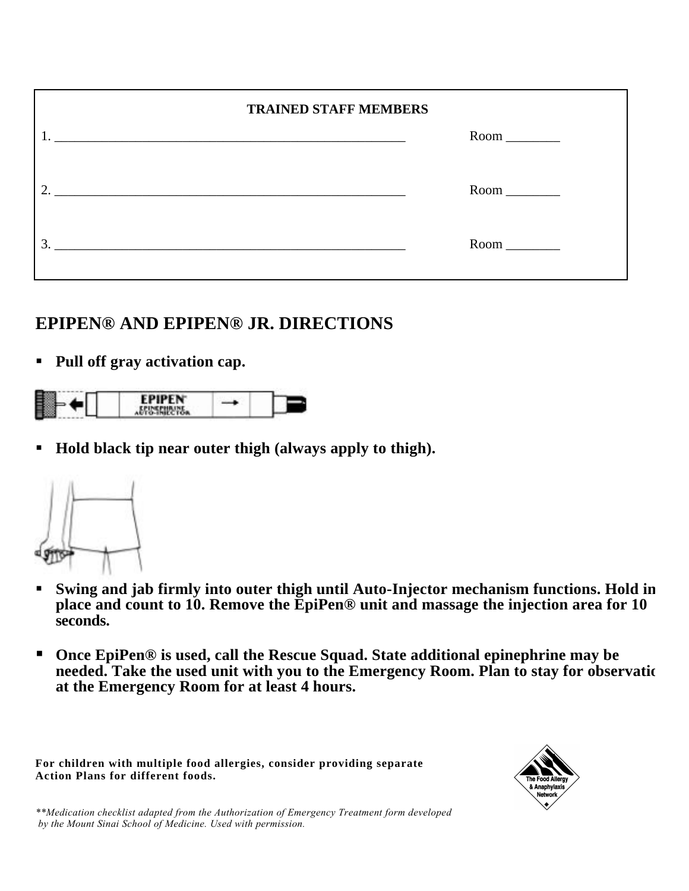**TRAINED STAFF MEMBERS**

1. _______________________________________________________ Room ________

2. _______________________________________________________ Room ________

3. _______________________________________________________ Room ________

## EPIPEN® AND EPIPEN® JR. DIRECTIONS

- **Pull off gray activation cap.**

- **Hold black tip near outer thigh (always apply to thigh).**

- **Swing and jab firmly into outer thigh until Auto-Injector mechanism functions. Hold in place and count to 10. Remove the EpiPen® unit and massage the injection area for 10 seconds.**

- **Once EpiPen® is used, call the Rescue Squad. State additional epinephrine may be needed. Take the used unit with you to the Emergency Room. Plan to stay for observatio at the Emergency Room for at least 4 hours.**

**For children with multiple food allergies, consider providing separate Action Plans for different foods.**

The Food Allergy & Anaphylaxis Network

*\*\*Medication checklist adapted from the Authorization of Emergency Treatment form developed by the Mount Sinai School of Medicine. Used with permission.*